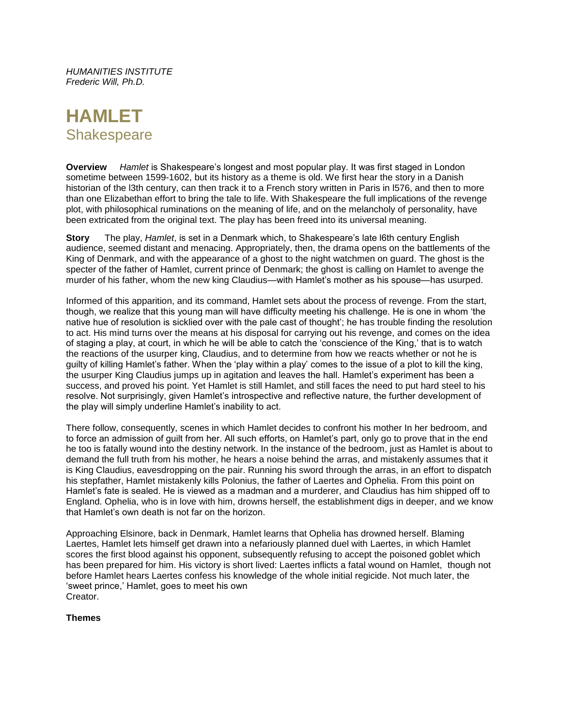*HUMANITIES INSTITUTE*
*Frederic Will, Ph.D.*

# HAMLET
## Shakespeare

**Overview** *Hamlet* is Shakespeare's longest and most popular play. It was first staged in London sometime between 1599-1602, but its history as a theme is old. We first hear the story in a Danish historian of the l3th century, can then track it to a French story written in Paris in l576, and then to more than one Elizabethan effort to bring the tale to life. With Shakespeare the full implications of the revenge plot, with philosophical ruminations on the meaning of life, and on the melancholy of personality, have been extricated from the original text. The play has been freed into its universal meaning.

**Story** The play, *Hamlet*, is set in a Denmark which, to Shakespeare's late l6th century English audience, seemed distant and menacing. Appropriately, then, the drama opens on the battlements of the King of Denmark, and with the appearance of a ghost to the night watchmen on guard. The ghost is the specter of the father of Hamlet, current prince of Denmark; the ghost is calling on Hamlet to avenge the murder of his father, whom the new king Claudius—with Hamlet's mother as his spouse—has usurped.

Informed of this apparition, and its command, Hamlet sets about the process of revenge. From the start, though, we realize that this young man will have difficulty meeting his challenge. He is one in whom 'the native hue of resolution is sicklied over with the pale cast of thought'; he has trouble finding the resolution to act. His mind turns over the means at his disposal for carrying out his revenge, and comes on the idea of staging a play, at court, in which he will be able to catch the 'conscience of the King,' that is to watch the reactions of the usurper king, Claudius, and to determine from how we reacts whether or not he is guilty of killing Hamlet's father. When the 'play within a play' comes to the issue of a plot to kill the king, the usurper King Claudius jumps up in agitation and leaves the hall. Hamlet's experiment has been a success, and proved his point. Yet Hamlet is still Hamlet, and still faces the need to put hard steel to his resolve. Not surprisingly, given Hamlet's introspective and reflective nature, the further development of the play will simply underline Hamlet's inability to act.

There follow, consequently, scenes in which Hamlet decides to confront his mother In her bedroom, and to force an admission of guilt from her. All such efforts, on Hamlet's part, only go to prove that in the end he too is fatally wound into the destiny network. In the instance of the bedroom, just as Hamlet is about to demand the full truth from his mother, he hears a noise behind the arras, and mistakenly assumes that it is King Claudius, eavesdropping on the pair. Running his sword through the arras, in an effort to dispatch his stepfather, Hamlet mistakenly kills Polonius, the father of Laertes and Ophelia. From this point on Hamlet's fate is sealed. He is viewed as a madman and a murderer, and Claudius has him shipped off to England. Ophelia, who is in love with him, drowns herself, the establishment digs in deeper, and we know that Hamlet's own death is not far on the horizon.

Approaching Elsinore, back in Denmark, Hamlet learns that Ophelia has drowned herself. Blaming Laertes, Hamlet lets himself get drawn into a nefariously planned duel with Laertes, in which Hamlet scores the first blood against his opponent, subsequently refusing to accept the poisoned goblet which has been prepared for him. His victory is short lived: Laertes inflicts a fatal wound on Hamlet, though not before Hamlet hears Laertes confess his knowledge of the whole initial regicide. Not much later, the 'sweet prince,' Hamlet, goes to meet his own Creator.

**Themes**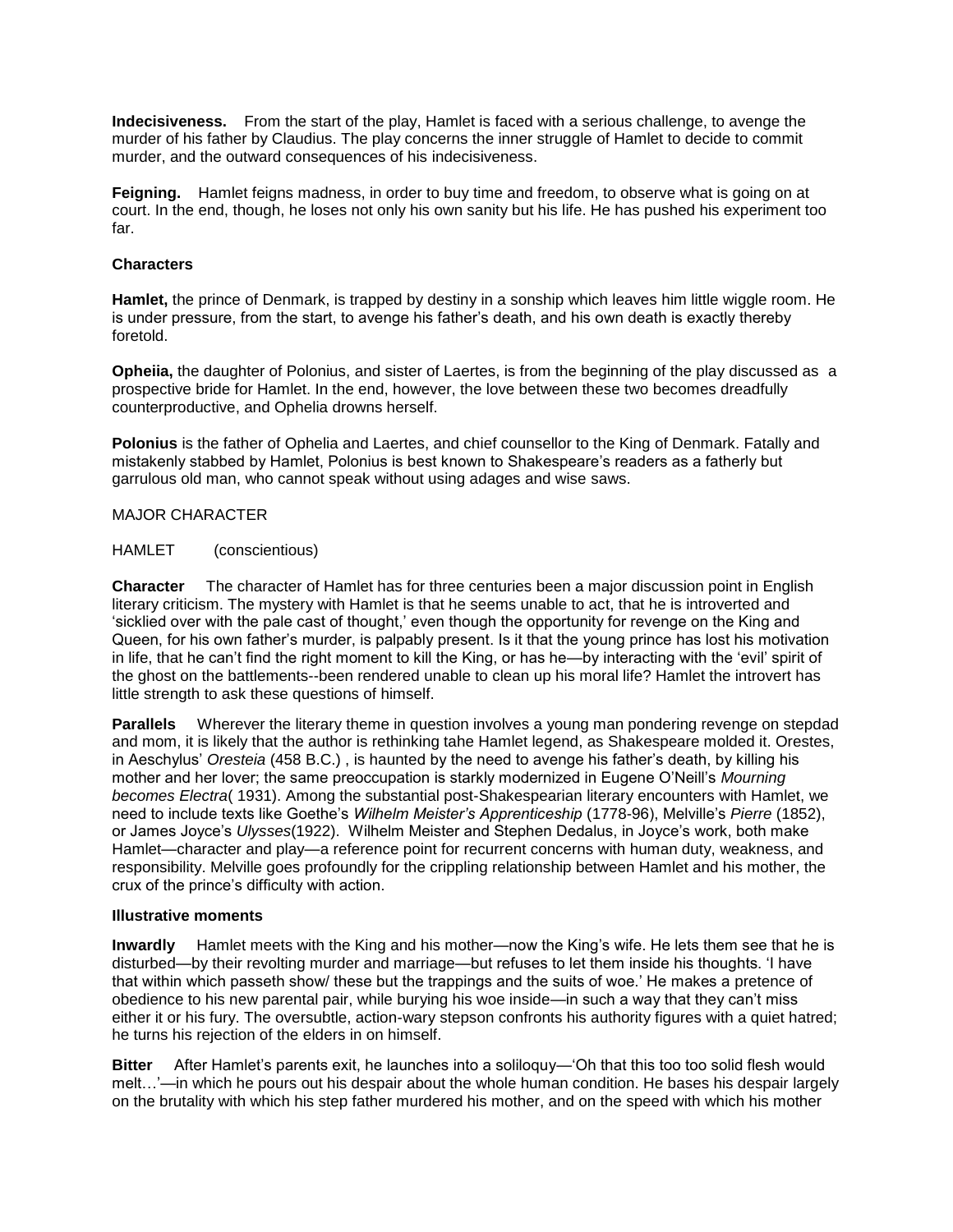**Indecisiveness.** From the start of the play, Hamlet is faced with a serious challenge, to avenge the murder of his father by Claudius. The play concerns the inner struggle of Hamlet to decide to commit murder, and the outward consequences of his indecisiveness.

**Feigning.** Hamlet feigns madness, in order to buy time and freedom, to observe what is going on at court. In the end, though, he loses not only his own sanity but his life. He has pushed his experiment too far.

**Characters**

**Hamlet,** the prince of Denmark, is trapped by destiny in a sonship which leaves him little wiggle room. He is under pressure, from the start, to avenge his father's death, and his own death is exactly thereby foretold.

**Opheiia,** the daughter of Polonius, and sister of Laertes, is from the beginning of the play discussed as a prospective bride for Hamlet. In the end, however, the love between these two becomes dreadfully counterproductive, and Ophelia drowns herself.

**Polonius** is the father of Ophelia and Laertes, and chief counsellor to the King of Denmark. Fatally and mistakenly stabbed by Hamlet, Polonius is best known to Shakespeare's readers as a fatherly but garrulous old man, who cannot speak without using adages and wise saws.

MAJOR CHARACTER

HAMLET (conscientious)

**Character** The character of Hamlet has for three centuries been a major discussion point in English literary criticism. The mystery with Hamlet is that he seems unable to act, that he is introverted and 'sicklied over with the pale cast of thought,' even though the opportunity for revenge on the King and Queen, for his own father's murder, is palpably present. Is it that the young prince has lost his motivation in life, that he can't find the right moment to kill the King, or has he—by interacting with the 'evil' spirit of the ghost on the battlements--been rendered unable to clean up his moral life? Hamlet the introvert has little strength to ask these questions of himself.

**Parallels** Wherever the literary theme in question involves a young man pondering revenge on stepdad and mom, it is likely that the author is rethinking tahe Hamlet legend, as Shakespeare molded it. Orestes, in Aeschylus' *Oresteia* (458 B.C.) , is haunted by the need to avenge his father's death, by killing his mother and her lover; the same preoccupation is starkly modernized in Eugene O'Neill's *Mourning becomes Electra*( 1931). Among the substantial post-Shakespearian literary encounters with Hamlet, we need to include texts like Goethe's *Wilhelm Meister's Apprenticeship* (1778-96), Melville's *Pierre* (1852), or James Joyce's *Ulysses*(1922). Wilhelm Meister and Stephen Dedalus, in Joyce's work, both make Hamlet—character and play—a reference point for recurrent concerns with human duty, weakness, and responsibility. Melville goes profoundly for the crippling relationship between Hamlet and his mother, the crux of the prince's difficulty with action.

**Illustrative moments**

**Inwardly** Hamlet meets with the King and his mother—now the King's wife. He lets them see that he is disturbed—by their revolting murder and marriage—but refuses to let them inside his thoughts. 'I have that within which passeth show/ these but the trappings and the suits of woe.' He makes a pretence of obedience to his new parental pair, while burying his woe inside—in such a way that they can't miss either it or his fury. The oversubtle, action-wary stepson confronts his authority figures with a quiet hatred; he turns his rejection of the elders in on himself.

**Bitter** After Hamlet's parents exit, he launches into a soliloquy—'Oh that this too too solid flesh would melt…'—in which he pours out his despair about the whole human condition. He bases his despair largely on the brutality with which his step father murdered his mother, and on the speed with which his mother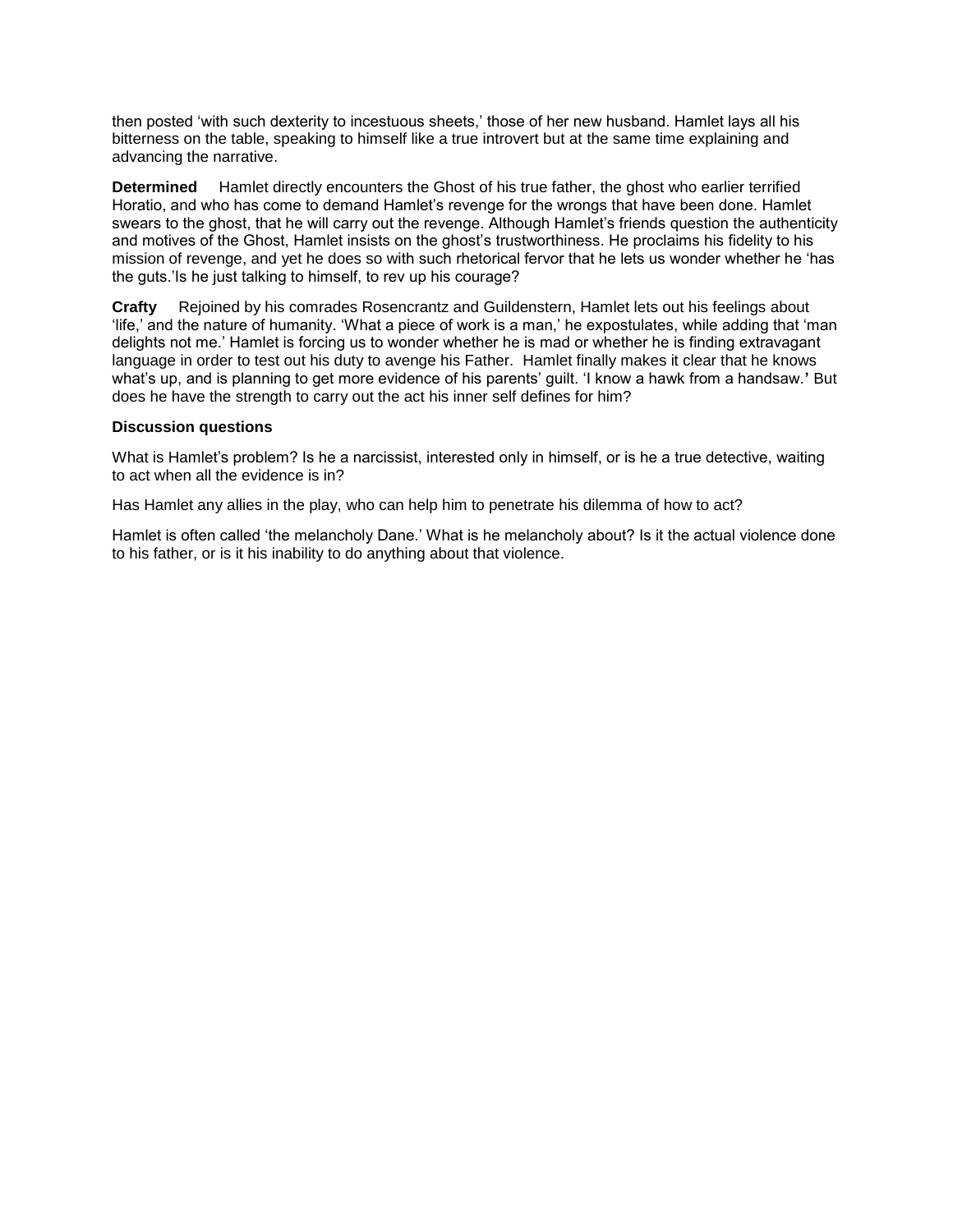then posted 'with such dexterity to incestuous sheets,' those of her new husband. Hamlet lays all his bitterness on the table, speaking to himself like a true introvert but at the same time explaining and advancing the narrative.

**Determined** Hamlet directly encounters the Ghost of his true father, the ghost who earlier terrified Horatio, and who has come to demand Hamlet's revenge for the wrongs that have been done. Hamlet swears to the ghost, that he will carry out the revenge. Although Hamlet's friends question the authenticity and motives of the Ghost, Hamlet insists on the ghost's trustworthiness. He proclaims his fidelity to his mission of revenge, and yet he does so with such rhetorical fervor that he lets us wonder whether he 'has the guts.'Is he just talking to himself, to rev up his courage?

**Crafty** Rejoined by his comrades Rosencrantz and Guildenstern, Hamlet lets out his feelings about 'life,' and the nature of humanity. 'What a piece of work is a man,' he expostulates, while adding that 'man delights not me.' Hamlet is forcing us to wonder whether he is mad or whether he is finding extravagant language in order to test out his duty to avenge his Father. Hamlet finally makes it clear that he knows what's up, and is planning to get more evidence of his parents' guilt. 'I know a hawk from a handsaw.' But does he have the strength to carry out the act his inner self defines for him?

**Discussion questions**

What is Hamlet's problem? Is he a narcissist, interested only in himself, or is he a true detective, waiting to act when all the evidence is in?

Has Hamlet any allies in the play, who can help him to penetrate his dilemma of how to act?

Hamlet is often called 'the melancholy Dane.' What is he melancholy about? Is it the actual violence done to his father, or is it his inability to do anything about that violence.